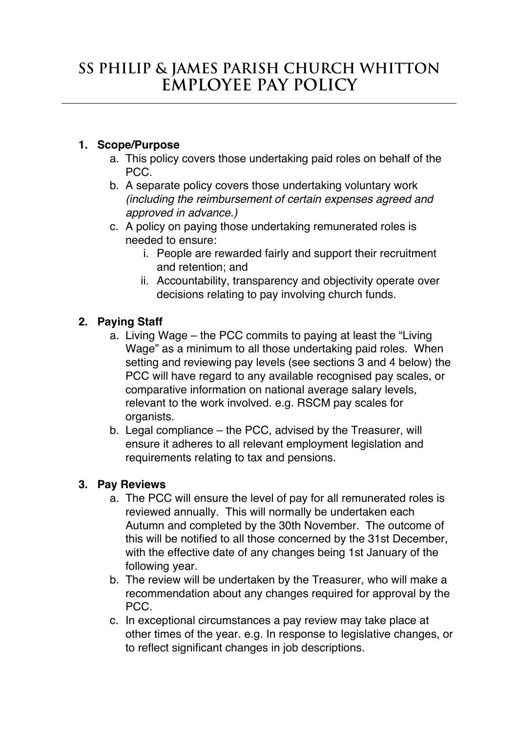# SS PHILIP & JAMES PARISH CHURCH WHITTON
# EMPLOYEE PAY POLICY

---

1. **Scope/Purpose**
    a. This policy covers those undertaking paid roles on behalf of the PCC.
    b. A separate policy covers those undertaking voluntary work *(including the reimbursement of certain expenses agreed and approved in advance.)*
    c. A policy on paying those undertaking remunerated roles is needed to ensure:
        i. People are rewarded fairly and support their recruitment and retention; and
        ii. Accountability, transparency and objectivity operate over decisions relating to pay involving church funds.

2. **Paying Staff**
    a. Living Wage – the PCC commits to paying at least the "Living Wage" as a minimum to all those undertaking paid roles. When setting and reviewing pay levels (see sections 3 and 4 below) the PCC will have regard to any available recognised pay scales, or comparative information on national average salary levels, relevant to the work involved. e.g. RSCM pay scales for organists.
    b. Legal compliance – the PCC, advised by the Treasurer, will ensure it adheres to all relevant employment legislation and requirements relating to tax and pensions.

3. **Pay Reviews**
    a. The PCC will ensure the level of pay for all remunerated roles is reviewed annually. This will normally be undertaken each Autumn and completed by the 30th November. The outcome of this will be notified to all those concerned by the 31st December, with the effective date of any changes being 1st January of the following year.
    b. The review will be undertaken by the Treasurer, who will make a recommendation about any changes required for approval by the PCC.
    c. In exceptional circumstances a pay review may take place at other times of the year. e.g. In response to legislative changes, or to reflect significant changes in job descriptions.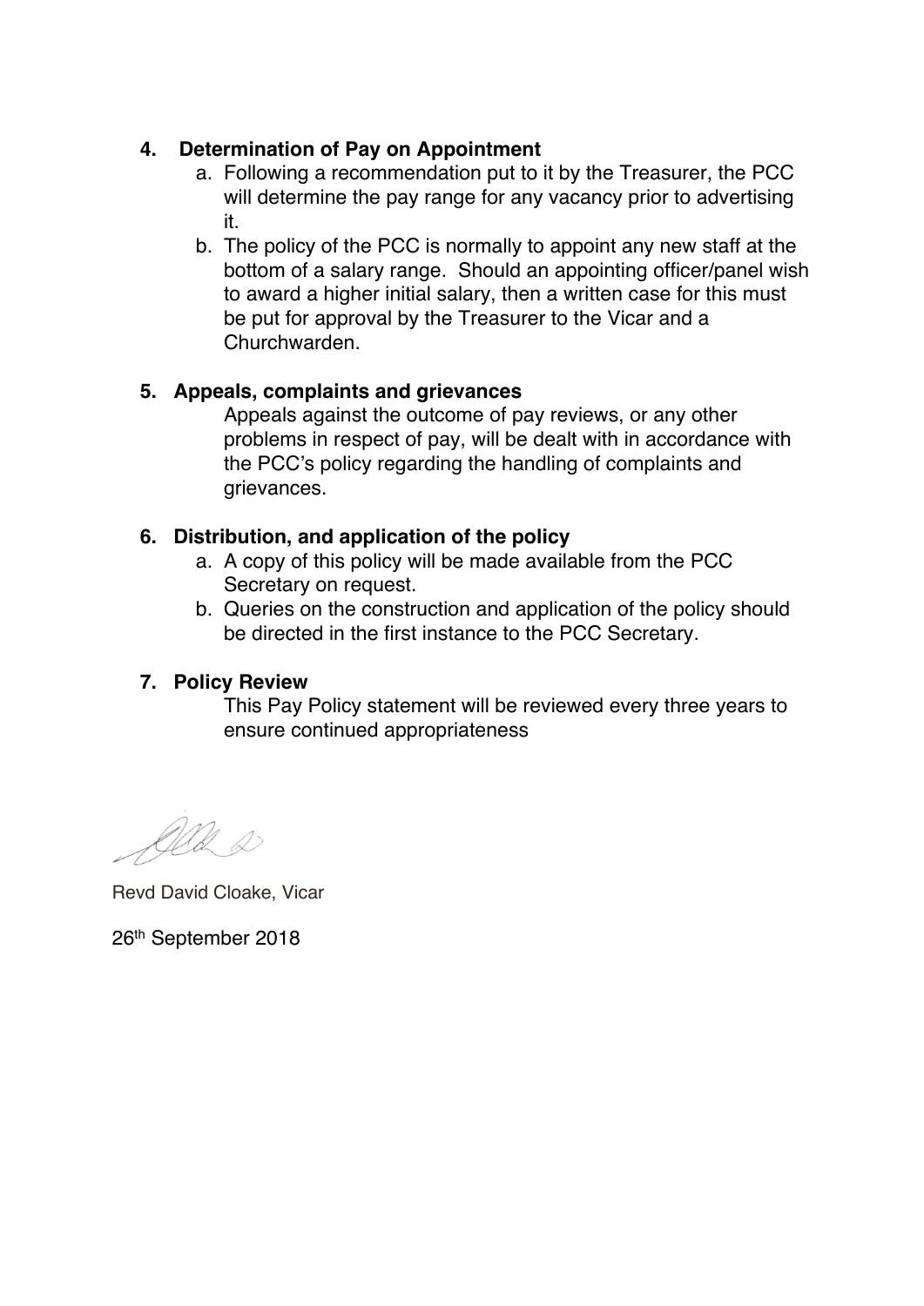## 4. Determination of Pay on Appointment

a. Following a recommendation put to it by the Treasurer, the PCC will determine the pay range for any vacancy prior to advertising it.

b. The policy of the PCC is normally to appoint any new staff at the bottom of a salary range. Should an appointing officer/panel wish to award a higher initial salary, then a written case for this must be put for approval by the Treasurer to the Vicar and a Churchwarden.

## 5. Appeals, complaints and grievances

Appeals against the outcome of pay reviews, or any other problems in respect of pay, will be dealt with in accordance with the PCC's policy regarding the handling of complaints and grievances.

## 6. Distribution, and application of the policy

a. A copy of this policy will be made available from the PCC Secretary on request.

b. Queries on the construction and application of the policy should be directed in the first instance to the PCC Secretary.

## 7. Policy Review

This Pay Policy statement will be reviewed every three years to ensure continued appropriateness

Revd David Cloake, Vicar

26th September 2018